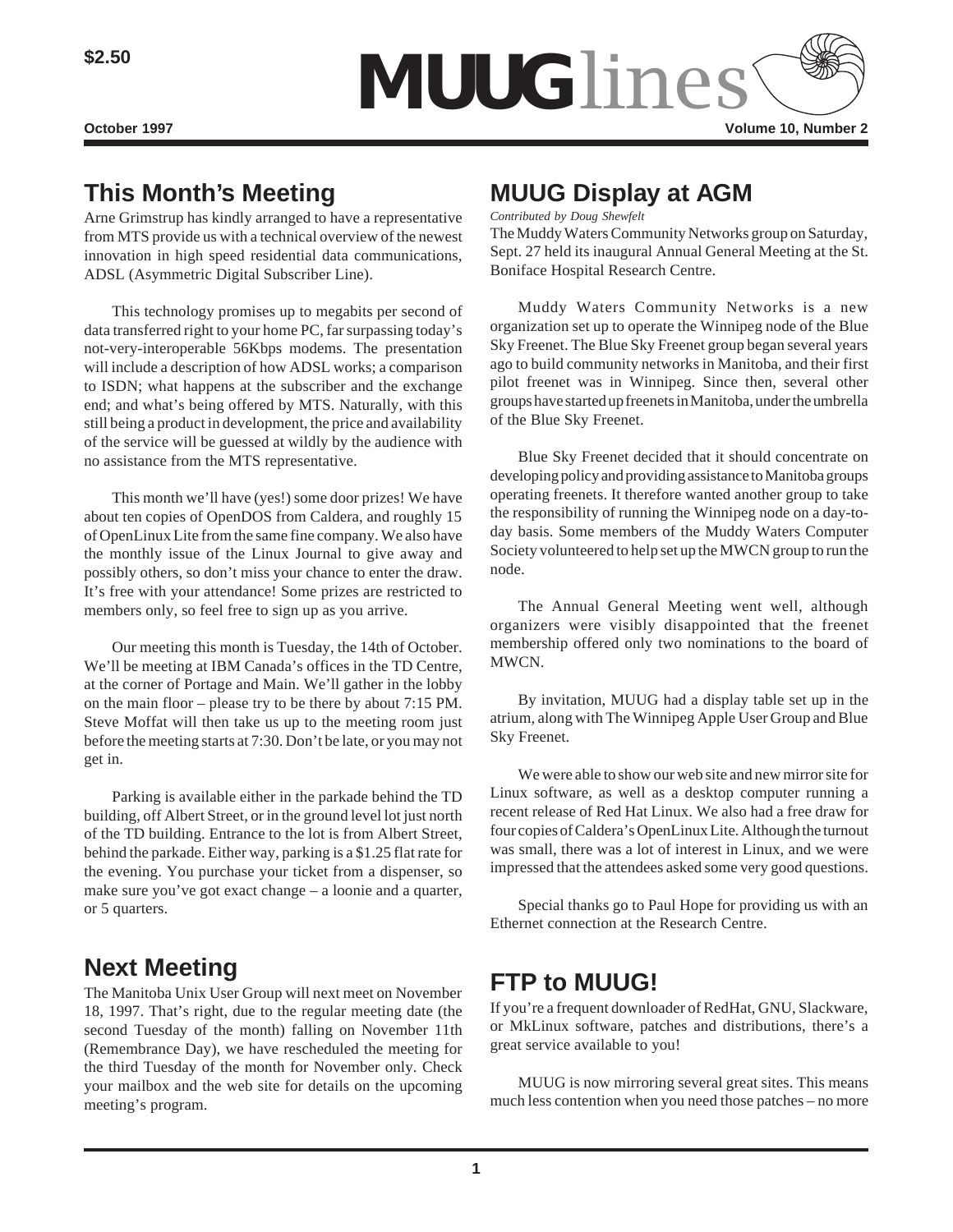$2.50

# MUUGlines

**October 1997** **Volume 10, Number 2**

## This Month's Meeting

Arne Grimstrup has kindly arranged to have a representative from MTS provide us with a technical overview of the newest innovation in high speed residential data communications, ADSL (Asymmetric Digital Subscriber Line).

This technology promises up to megabits per second of data transferred right to your home PC, far surpassing today's not-very-interoperable 56Kbps modems. The presentation will include a description of how ADSL works; a comparison to ISDN; what happens at the subscriber and the exchange end; and what's being offered by MTS. Naturally, with this still being a product in development, the price and availability of the service will be guessed at wildly by the audience with no assistance from the MTS representative.

This month we'll have (yes!) some door prizes! We have about ten copies of OpenDOS from Caldera, and roughly 15 of OpenLinux Lite from the same fine company. We also have the monthly issue of the Linux Journal to give away and possibly others, so don't miss your chance to enter the draw. It's free with your attendance! Some prizes are restricted to members only, so feel free to sign up as you arrive.

Our meeting this month is Tuesday, the 14th of October. We'll be meeting at IBM Canada's offices in the TD Centre, at the corner of Portage and Main. We'll gather in the lobby on the main floor – please try to be there by about 7:15 PM. Steve Moffat will then take us up to the meeting room just before the meeting starts at 7:30. Don't be late, or you may not get in.

Parking is available either in the parkade behind the TD building, off Albert Street, or in the ground level lot just north of the TD building. Entrance to the lot is from Albert Street, behind the parkade. Either way, parking is a $1.25 flat rate for the evening. You purchase your ticket from a dispenser, so make sure you've got exact change – a loonie and a quarter, or 5 quarters.

## Next Meeting

The Manitoba Unix User Group will next meet on November 18, 1997. That's right, due to the regular meeting date (the second Tuesday of the month) falling on November 11th (Remembrance Day), we have rescheduled the meeting for the third Tuesday of the month for November only. Check your mailbox and the web site for details on the upcoming meeting's program.

## MUUG Display at AGM

*Contributed by Doug Shewfelt*

The Muddy Waters Community Networks group on Saturday, Sept. 27 held its inaugural Annual General Meeting at the St. Boniface Hospital Research Centre.

Muddy Waters Community Networks is a new organization set up to operate the Winnipeg node of the Blue Sky Freenet. The Blue Sky Freenet group began several years ago to build community networks in Manitoba, and their first pilot freenet was in Winnipeg. Since then, several other groups have started up freenets in Manitoba, under the umbrella of the Blue Sky Freenet.

Blue Sky Freenet decided that it should concentrate on developing policy and providing assistance to Manitoba groups operating freenets. It therefore wanted another group to take the responsibility of running the Winnipeg node on a day-to-day basis. Some members of the Muddy Waters Computer Society volunteered to help set up the MWCN group to run the node.

The Annual General Meeting went well, although organizers were visibly disappointed that the freenet membership offered only two nominations to the board of MWCN.

By invitation, MUUG had a display table set up in the atrium, along with The Winnipeg Apple User Group and Blue Sky Freenet.

We were able to show our web site and new mirror site for Linux software, as well as a desktop computer running a recent release of Red Hat Linux. We also had a free draw for four copies of Caldera's OpenLinux Lite. Although the turnout was small, there was a lot of interest in Linux, and we were impressed that the attendees asked some very good questions.

Special thanks go to Paul Hope for providing us with an Ethernet connection at the Research Centre.

## FTP to MUUG!

If you're a frequent downloader of RedHat, GNU, Slackware, or MkLinux software, patches and distributions, there's a great service available to you!

MUUG is now mirroring several great sites. This means much less contention when you need those patches – no more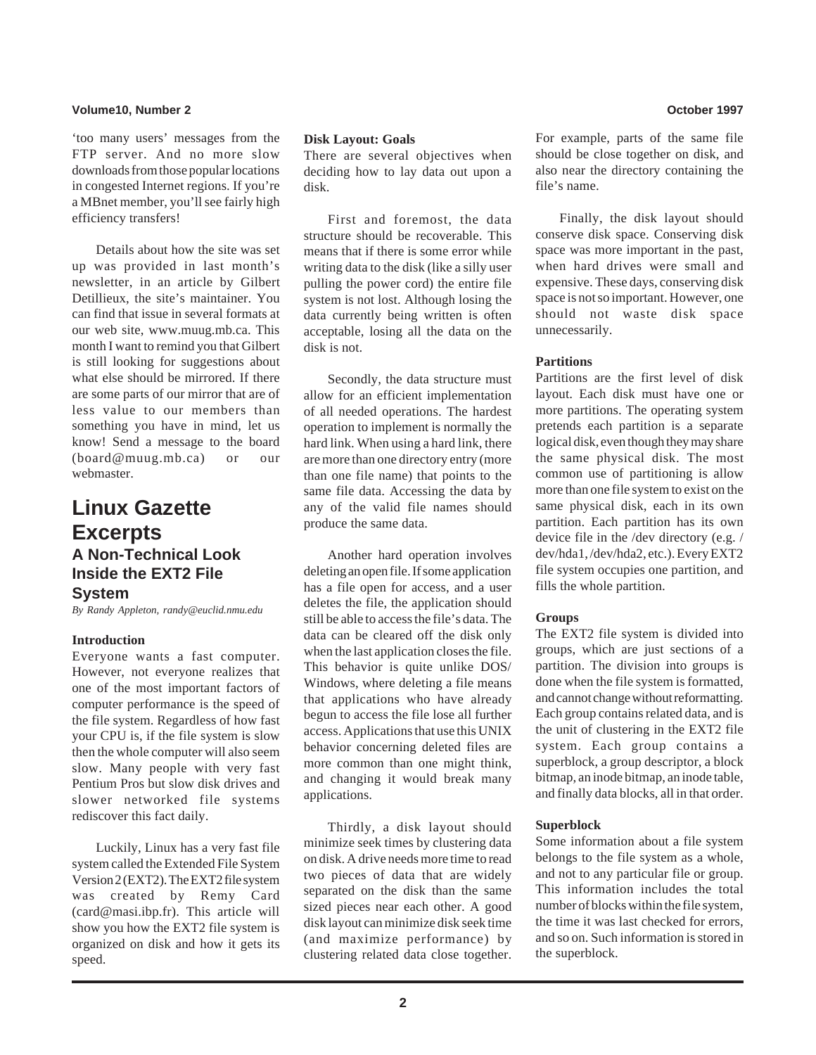'too many users' messages from the FTP server. And no more slow downloads from those popular locations in congested Internet regions. If you're a MBnet member, you'll see fairly high efficiency transfers!

Details about how the site was set up was provided in last month's newsletter, in an article by Gilbert Detillieux, the site's maintainer. You can find that issue in several formats at our web site, www.muug.mb.ca. This month I want to remind you that Gilbert is still looking for suggestions about what else should be mirrored. If there are some parts of our mirror that are of less value to our members than something you have in mind, let us know! Send a message to the board (board@muug.mb.ca) or our webmaster.

# Linux Gazette Excerpts

## A Non-Technical Look Inside the EXT2 File System

*By Randy Appleton, randy@euclid.nmu.edu*

**Introduction**

Everyone wants a fast computer. However, not everyone realizes that one of the most important factors of computer performance is the speed of the file system. Regardless of how fast your CPU is, if the file system is slow then the whole computer will also seem slow. Many people with very fast Pentium Pros but slow disk drives and slower networked file systems rediscover this fact daily.

Luckily, Linux has a very fast file system called the Extended File System Version 2 (EXT2). The EXT2 file system was created by Remy Card (card@masi.ibp.fr). This article will show you how the EXT2 file system is organized on disk and how it gets its speed.

**Disk Layout: Goals**

There are several objectives when deciding how to lay data out upon a disk.

First and foremost, the data structure should be recoverable. This means that if there is some error while writing data to the disk (like a silly user pulling the power cord) the entire file system is not lost. Although losing the data currently being written is often acceptable, losing all the data on the disk is not.

Secondly, the data structure must allow for an efficient implementation of all needed operations. The hardest operation to implement is normally the hard link. When using a hard link, there are more than one directory entry (more than one file name) that points to the same file data. Accessing the data by any of the valid file names should produce the same data.

Another hard operation involves deleting an open file. If some application has a file open for access, and a user deletes the file, the application should still be able to access the file's data. The data can be cleared off the disk only when the last application closes the file. This behavior is quite unlike DOS/Windows, where deleting a file means that applications who have already begun to access the file lose all further access. Applications that use this UNIX behavior concerning deleted files are more common than one might think, and changing it would break many applications.

Thirdly, a disk layout should minimize seek times by clustering data on disk. A drive needs more time to read two pieces of data that are widely separated on the disk than the same sized pieces near each other. A good disk layout can minimize disk seek time (and maximize performance) by clustering related data close together. For example, parts of the same file should be close together on disk, and also near the directory containing the file's name.

Finally, the disk layout should conserve disk space. Conserving disk space was more important in the past, when hard drives were small and expensive. These days, conserving disk space is not so important. However, one should not waste disk space unnecessarily.

**Partitions**

Partitions are the first level of disk layout. Each disk must have one or more partitions. The operating system pretends each partition is a separate logical disk, even though they may share the same physical disk. The most common use of partitioning is allow more than one file system to exist on the same physical disk, each in its own partition. Each partition has its own device file in the /dev directory (e.g. /dev/hda1, /dev/hda2, etc.). Every EXT2 file system occupies one partition, and fills the whole partition.

**Groups**

The EXT2 file system is divided into groups, which are just sections of a partition. The division into groups is done when the file system is formatted, and cannot change without reformatting. Each group contains related data, and is the unit of clustering in the EXT2 file system. Each group contains a superblock, a group descriptor, a block bitmap, an inode bitmap, an inode table, and finally data blocks, all in that order.

**Superblock**

Some information about a file system belongs to the file system as a whole, and not to any particular file or group. This information includes the total number of blocks within the file system, the time it was last checked for errors, and so on. Such information is stored in the superblock.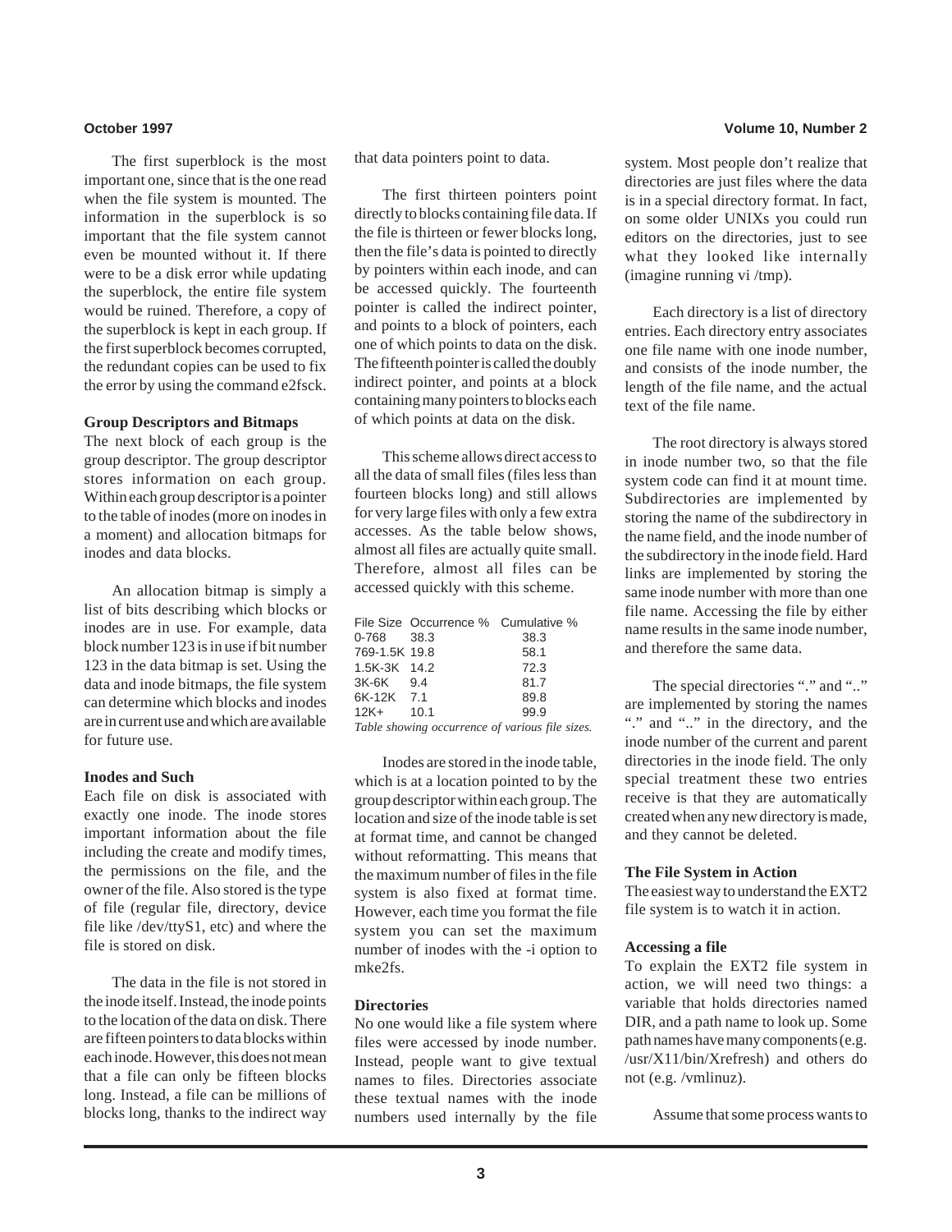The first superblock is the most important one, since that is the one read when the file system is mounted. The information in the superblock is so important that the file system cannot even be mounted without it. If there were to be a disk error while updating the superblock, the entire file system would be ruined. Therefore, a copy of the superblock is kept in each group. If the first superblock becomes corrupted, the redundant copies can be used to fix the error by using the command e2fsck.

**Group Descriptors and Bitmaps**

The next block of each group is the group descriptor. The group descriptor stores information on each group. Within each group descriptor is a pointer to the table of inodes (more on inodes in a moment) and allocation bitmaps for inodes and data blocks.

An allocation bitmap is simply a list of bits describing which blocks or inodes are in use. For example, data block number 123 is in use if bit number 123 in the data bitmap is set. Using the data and inode bitmaps, the file system can determine which blocks and inodes are in current use and which are available for future use.

**Inodes and Such**

Each file on disk is associated with exactly one inode. The inode stores important information about the file including the create and modify times, the permissions on the file, and the owner of the file. Also stored is the type of file (regular file, directory, device file like /dev/ttyS1, etc) and where the file is stored on disk.

The data in the file is not stored in the inode itself. Instead, the inode points to the location of the data on disk. There are fifteen pointers to data blocks within each inode. However, this does not mean that a file can only be fifteen blocks long. Instead, a file can be millions of blocks long, thanks to the indirect way that data pointers point to data.

The first thirteen pointers point directly to blocks containing file data. If the file is thirteen or fewer blocks long, then the file's data is pointed to directly by pointers within each inode, and can be accessed quickly. The fourteenth pointer is called the indirect pointer, and points to a block of pointers, each one of which points to data on the disk. The fifteenth pointer is called the doubly indirect pointer, and points at a block containing many pointers to blocks each of which points at data on the disk.

This scheme allows direct access to all the data of small files (files less than fourteen blocks long) and still allows for very large files with only a few extra accesses. As the table below shows, almost all files are actually quite small. Therefore, almost all files can be accessed quickly with this scheme.

| File Size | Occurrence % | Cumulative % |
|---|---|---|
| 0-768 | 38.3 | 38.3 |
| 769-1.5K | 19.8 | 58.1 |
| 1.5K-3K | 14.2 | 72.3 |
| 3K-6K | 9.4 | 81.7 |
| 6K-12K | 7.1 | 89.8 |
| 12K+ | 10.1 | 99.9 |

*Table showing occurrence of various file sizes.*

Inodes are stored in the inode table, which is at a location pointed to by the group descriptor within each group. The location and size of the inode table is set at format time, and cannot be changed without reformatting. This means that the maximum number of files in the file system is also fixed at format time. However, each time you format the file system you can set the maximum number of inodes with the -i option to mke2fs.

**Directories**

No one would like a file system where files were accessed by inode number. Instead, people want to give textual names to files. Directories associate these textual names with the inode numbers used internally by the file system. Most people don't realize that directories are just files where the data is in a special directory format. In fact, on some older UNIXs you could run editors on the directories, just to see what they looked like internally (imagine running vi /tmp).

Each directory is a list of directory entries. Each directory entry associates one file name with one inode number, and consists of the inode number, the length of the file name, and the actual text of the file name.

The root directory is always stored in inode number two, so that the file system code can find it at mount time. Subdirectories are implemented by storing the name of the subdirectory in the name field, and the inode number of the subdirectory in the inode field. Hard links are implemented by storing the same inode number with more than one file name. Accessing the file by either name results in the same inode number, and therefore the same data.

The special directories "." and ".." are implemented by storing the names "." and ".." in the directory, and the inode number of the current and parent directories in the inode field. The only special treatment these two entries receive is that they are automatically created when any new directory is made, and they cannot be deleted.

**The File System in Action**

The easiest way to understand the EXT2 file system is to watch it in action.

**Accessing a file**

To explain the EXT2 file system in action, we will need two things: a variable that holds directories named DIR, and a path name to look up. Some path names have many components (e.g. /usr/X11/bin/Xrefresh) and others do not (e.g. /vmlinuz).

Assume that some process wants to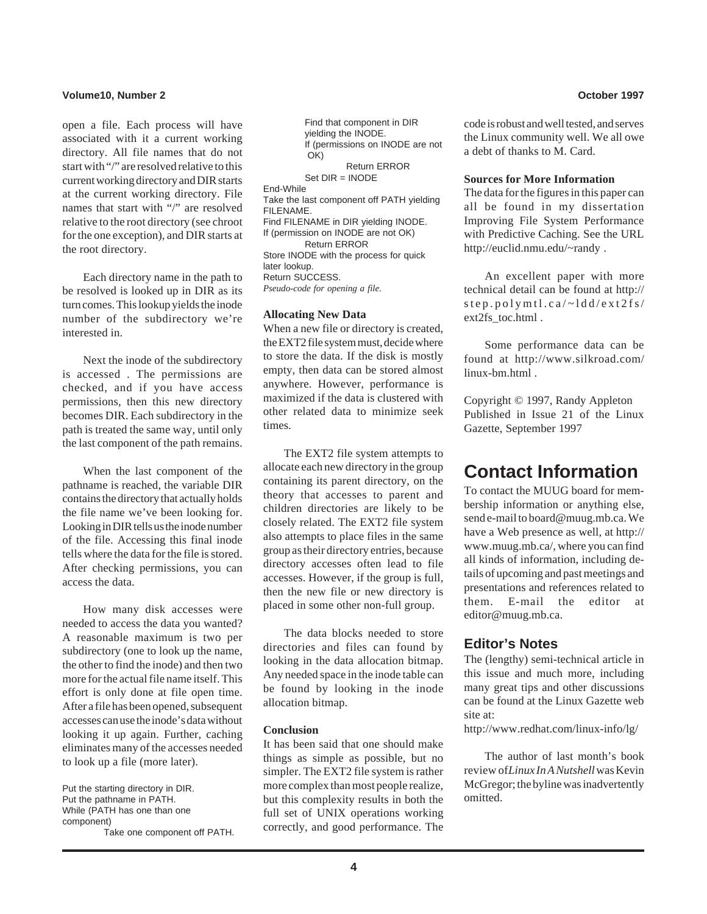open a file. Each process will have associated with it a current working directory. All file names that do not start with "/" are resolved relative to this current working directory and DIR starts at the current working directory. File names that start with "/" are resolved relative to the root directory (see chroot for the one exception), and DIR starts at the root directory.

Each directory name in the path to be resolved is looked up in DIR as its turn comes. This lookup yields the inode number of the subdirectory we're interested in.

Next the inode of the subdirectory is accessed . The permissions are checked, and if you have access permissions, then this new directory becomes DIR. Each subdirectory in the path is treated the same way, until only the last component of the path remains.

When the last component of the pathname is reached, the variable DIR contains the directory that actually holds the file name we've been looking for. Looking in DIR tells us the inode number of the file. Accessing this final inode tells where the data for the file is stored. After checking permissions, you can access the data.

How many disk accesses were needed to access the data you wanted? A reasonable maximum is two per subdirectory (one to look up the name, the other to find the inode) and then two more for the actual file name itself. This effort is only done at file open time. After a file has been opened, subsequent accesses can use the inode's data without looking it up again. Further, caching eliminates many of the accesses needed to look up a file (more later).

```
Put the starting directory in DIR.
Put the pathname in PATH.
While (PATH has one than one
component)
        Take one component off PATH.
        Find that component in DIR
        yielding the INODE.
        If (permissions on INODE are not
         OK)
                Return ERROR
        Set DIR = INODE
End-While
Take the last component off PATH yielding
FILENAME.
Find FILENAME in DIR yielding INODE.
If (permission on INODE are not OK)
        Return ERROR
Store INODE with the process for quick
later lookup.
Return SUCCESS.
```

*Pseudo-code for opening a file.*

**Allocating New Data**

When a new file or directory is created, the EXT2 file system must, decide where to store the data. If the disk is mostly empty, then data can be stored almost anywhere. However, performance is maximized if the data is clustered with other related data to minimize seek times.

The EXT2 file system attempts to allocate each new directory in the group containing its parent directory, on the theory that accesses to parent and children directories are likely to be closely related. The EXT2 file system also attempts to place files in the same group as their directory entries, because directory accesses often lead to file accesses. However, if the group is full, then the new file or new directory is placed in some other non-full group.

The data blocks needed to store directories and files can found by looking in the data allocation bitmap. Any needed space in the inode table can be found by looking in the inode allocation bitmap.

**Conclusion**

It has been said that one should make things as simple as possible, but no simpler. The EXT2 file system is rather more complex than most people realize, but this complexity results in both the full set of UNIX operations working correctly, and good performance. The code is robust and well tested, and serves the Linux community well. We all owe a debt of thanks to M. Card.

**Sources for More Information**

The data for the figures in this paper can all be found in my dissertation Improving File System Performance with Predictive Caching. See the URL http://euclid.nmu.edu/~randy .

An excellent paper with more technical detail can be found at http://step.polymtl.ca/~ldd/ext2fs/ext2fs_toc.html .

Some performance data can be found at http://www.silkroad.com/linux-bm.html .

Copyright © 1997, Randy Appleton
Published in Issue 21 of the Linux Gazette, September 1997

# Contact Information

To contact the MUUG board for membership information or anything else, send e-mail to board@muug.mb.ca. We have a Web presence as well, at http://www.muug.mb.ca/, where you can find all kinds of information, including details of upcoming and past meetings and presentations and references related to them. E-mail the editor at editor@muug.mb.ca.

## Editor's Notes

The (lengthy) semi-technical article in this issue and much more, including many great tips and other discussions can be found at the Linux Gazette web site at:
http://www.redhat.com/linux-info/lg/

The author of last month's book review of *Linux In A Nutshell* was Kevin McGregor; the byline was inadvertently omitted.